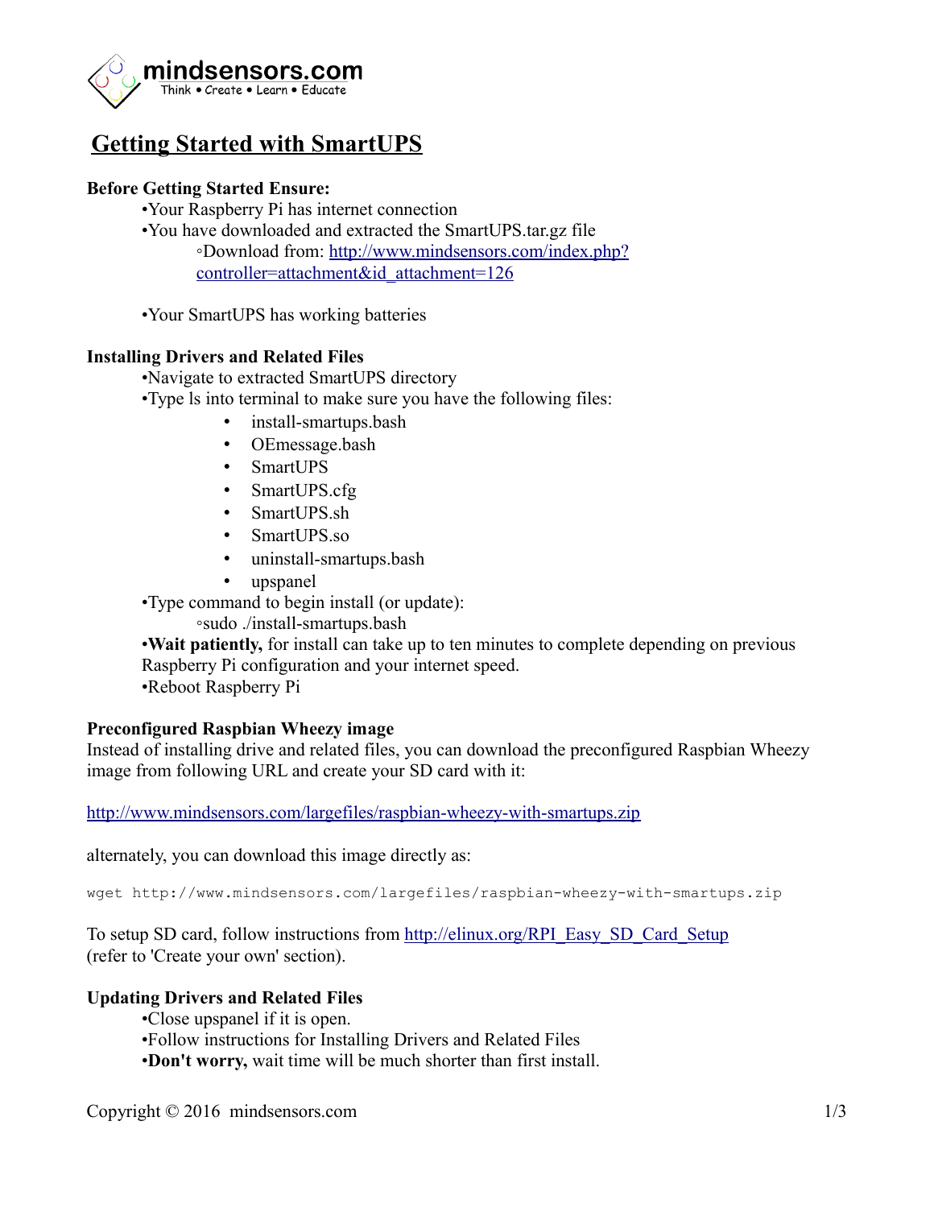mindsensors.com

Think • Create • Learn • Educate

# Getting Started with SmartUPS

**Before Getting Started Ensure:**

- Your Raspberry Pi has internet connection
- You have downloaded and extracted the SmartUPS.tar.gz file
  - Download from: [http://www.mindsensors.com/index.php?controller=attachment&id_attachment=126](http://www.mindsensors.com/index.php?controller=attachment&id_attachment=126)
- Your SmartUPS has working batteries

**Installing Drivers and Related Files**

- Navigate to extracted SmartUPS directory
- Type ls into terminal to make sure you have the following files:
  - install-smartups.bash
  - OEmessage.bash
  - SmartUPS
  - SmartUPS.cfg
  - SmartUPS.sh
  - SmartUPS.so
  - uninstall-smartups.bash
  - upspanel
- Type command to begin install (or update):
  - sudo ./install-smartups.bash
- **Wait patiently,** for install can take up to ten minutes to complete depending on previous Raspberry Pi configuration and your internet speed.
- Reboot Raspberry Pi

**Preconfigured Raspbian Wheezy image**

Instead of installing drive and related files, you can download the preconfigured Raspbian Wheezy image from following URL and create your SD card with it:

[http://www.mindsensors.com/largefiles/raspbian-wheezy-with-smartups.zip](http://www.mindsensors.com/largefiles/raspbian-wheezy-with-smartups.zip)

alternately, you can download this image directly as:

```
wget http://www.mindsensors.com/largefiles/raspbian-wheezy-with-smartups.zip
```

To setup SD card, follow instructions from [http://elinux.org/RPI_Easy_SD_Card_Setup](http://elinux.org/RPI_Easy_SD_Card_Setup) (refer to 'Create your own' section).

**Updating Drivers and Related Files**

- Close upspanel if it is open.
- Follow instructions for Installing Drivers and Related Files
- **Don't worry,** wait time will be much shorter than first install.

Copyright © 2016 mindsensors.com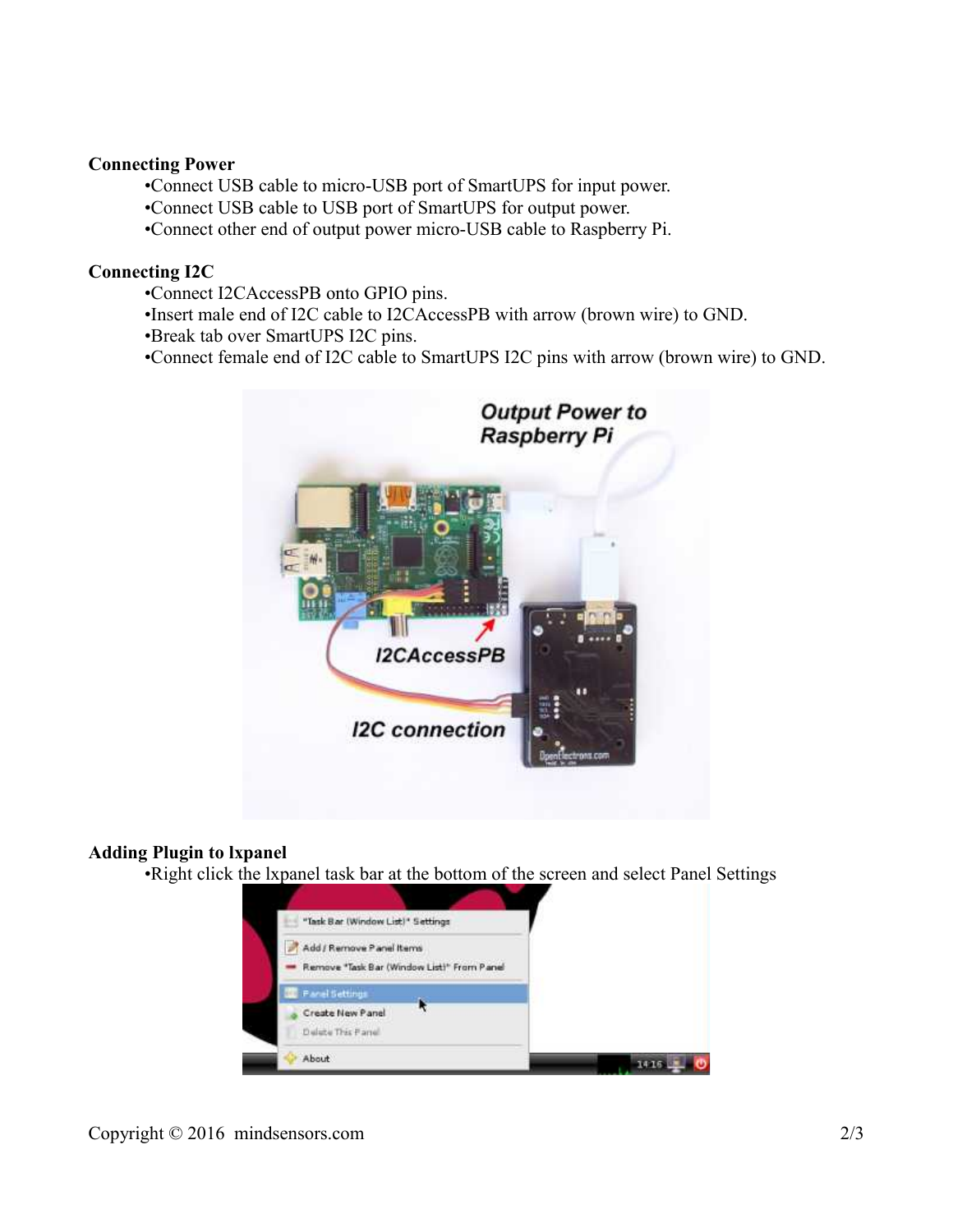**Connecting Power**

- Connect USB cable to micro-USB port of SmartUPS for input power.
- Connect USB cable to USB port of SmartUPS for output power.
- Connect other end of output power micro-USB cable to Raspberry Pi.

**Connecting I2C**

- Connect I2CAccessPB onto GPIO pins.
- Insert male end of I2C cable to I2CAccessPB with arrow (brown wire) to GND.
- Break tab over SmartUPS I2C pins.
- Connect female end of I2C cable to SmartUPS I2C pins with arrow (brown wire) to GND.

**Adding Plugin to lxpanel**

- Right click the lxpanel task bar at the bottom of the screen and select Panel Settings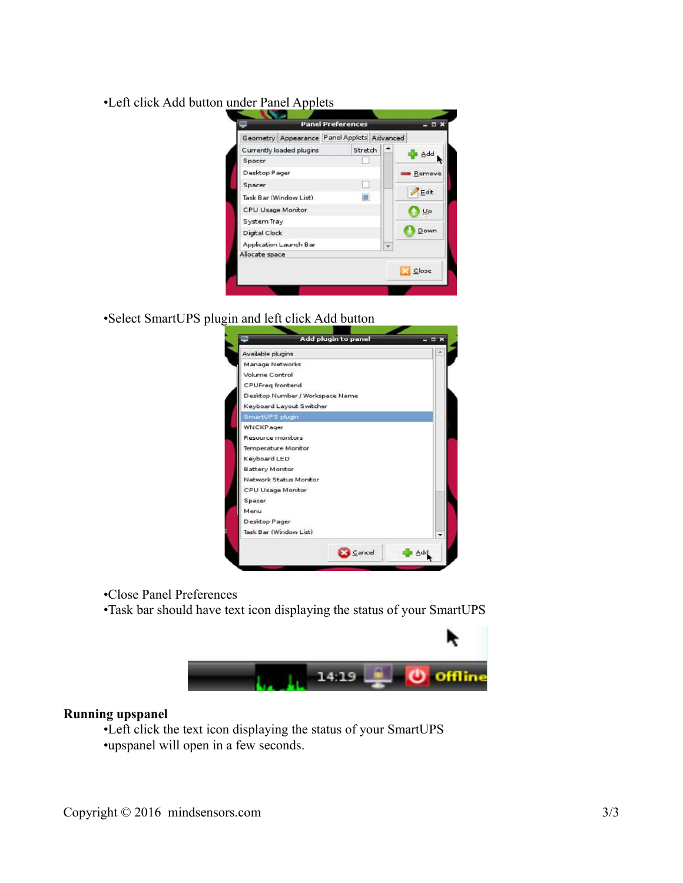•Left click Add button under Panel Applets

•Select SmartUPS plugin and left click Add button

•Close Panel Preferences

•Task bar should have text icon displaying the status of your SmartUPS

**Running upspanel**

•Left click the text icon displaying the status of your SmartUPS

•upspanel will open in a few seconds.

Copyright © 2016 mindsensors.com